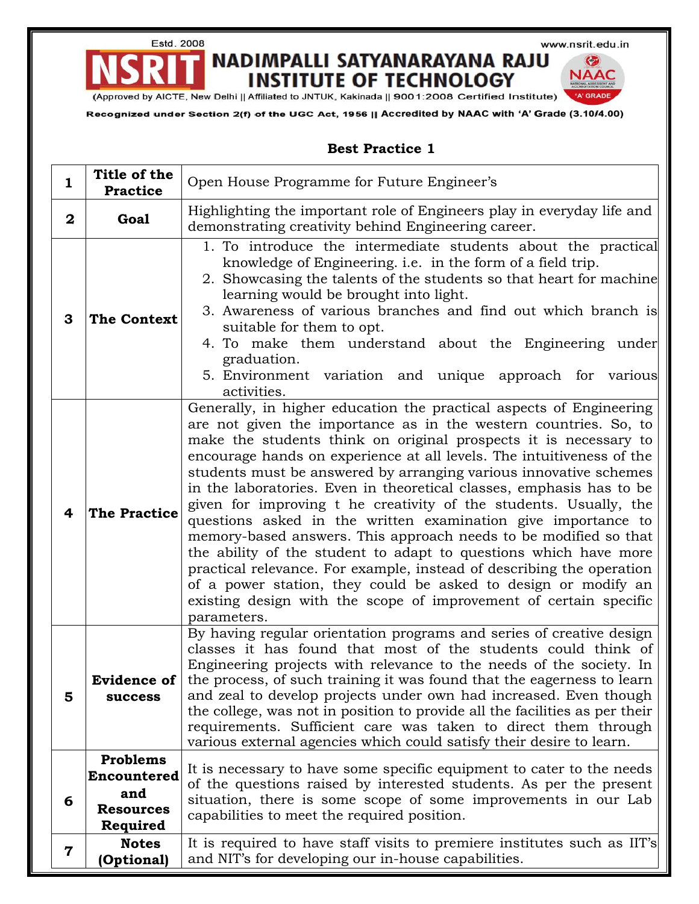Estd. 2008

www.nsrit.edu.in

# NSRIT NADIMPALLI SATYANARAYANA RAJU INSTITUTE OF TECHNOLOGY

(Approved by AICTE, New Delhi || Affiliated to JNTUK, Kakinada || 9001:2008 Certified Institute)

Recognized under Section 2(f) of the UGC Act, 1956 || Accredited by NAAC with 'A' Grade (3.10/4.00)

## Best Practice 1

| | | |
|---|---|---|
| **1** | **Title of the Practice** | Open House Programme for Future Engineer's |
| **2** | **Goal** | Highlighting the important role of Engineers play in everyday life and demonstrating creativity behind Engineering career. |
| **3** | **The Context** | 1. To introduce the intermediate students about the practical knowledge of Engineering. i.e. in the form of a field trip.<br>2. Showcasing the talents of the students so that heart for machine learning would be brought into light.<br>3. Awareness of various branches and find out which branch is suitable for them to opt.<br>4. To make them understand about the Engineering under graduation.<br>5. Environment variation and unique approach for various activities. |
| **4** | **The Practice** | Generally, in higher education the practical aspects of Engineering are not given the importance as in the western countries. So, to make the students think on original prospects it is necessary to encourage hands on experience at all levels. The intuitiveness of the students must be answered by arranging various innovative schemes in the laboratories. Even in theoretical classes, emphasis has to be given for improving t he creativity of the students. Usually, the questions asked in the written examination give importance to memory-based answers. This approach needs to be modified so that the ability of the student to adapt to questions which have more practical relevance. For example, instead of describing the operation of a power station, they could be asked to design or modify an existing design with the scope of improvement of certain specific parameters. |
| **5** | **Evidence of success** | By having regular orientation programs and series of creative design classes it has found that most of the students could think of Engineering projects with relevance to the needs of the society. In the process, of such training it was found that the eagerness to learn and zeal to develop projects under own had increased. Even though the college, was not in position to provide all the facilities as per their requirements. Sufficient care was taken to direct them through various external agencies which could satisfy their desire to learn. |
| **6** | **Problems Encountered and Resources Required** | It is necessary to have some specific equipment to cater to the needs of the questions raised by interested students. As per the present situation, there is some scope of some improvements in our Lab capabilities to meet the required position. |
| **7** | **Notes (Optional)** | It is required to have staff visits to premiere institutes such as IIT's and NIT's for developing our in-house capabilities. |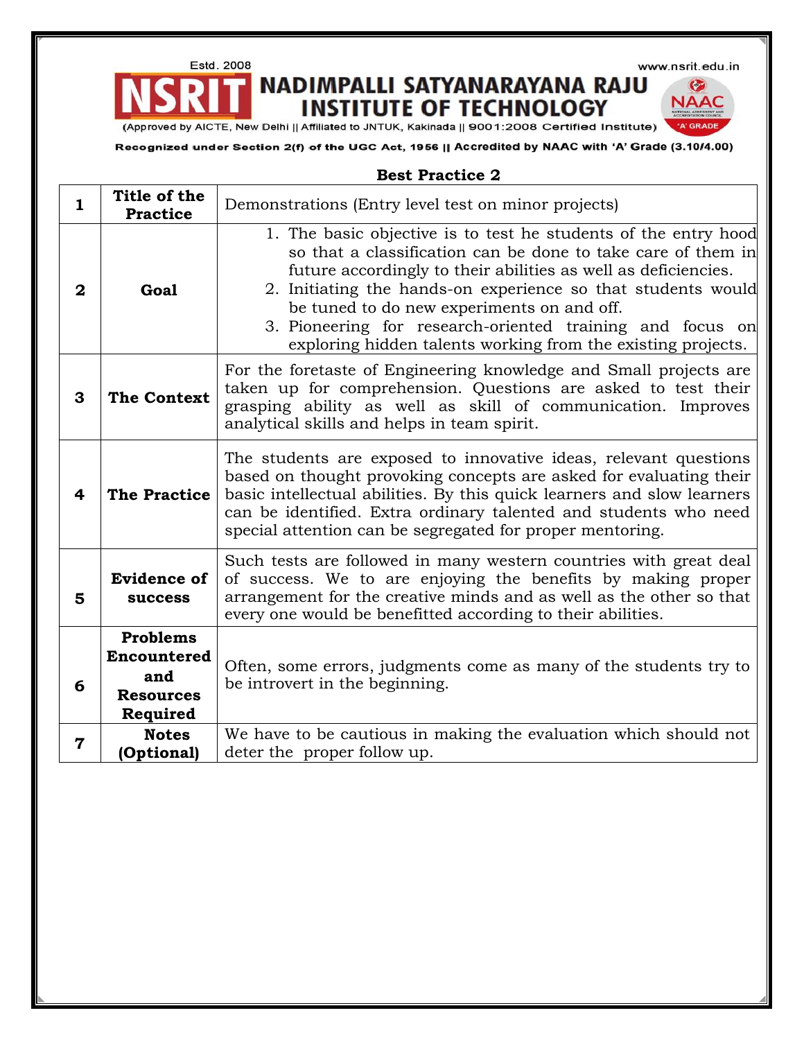Estd. 2008 www.nsrit.edu.in

**NADIMPALLI SATYANARAYANA RAJU INSTITUTE OF TECHNOLOGY**

(Approved by AICTE, New Delhi || Affiliated to JNTUK, Kakinada || 9001:2008 Certified Institute)

Recognized under Section 2(f) of the UGC Act, 1956 || Accredited by NAAC with 'A' Grade (3.10/4.00)

## Best Practice 2

| | | |
|---|---|---|
| **1** | **Title of the Practice** | Demonstrations (Entry level test on minor projects) |
| **2** | **Goal** | 1. The basic objective is to test he students of the entry hood so that a classification can be done to take care of them in future accordingly to their abilities as well as deficiencies. 2. Initiating the hands-on experience so that students would be tuned to do new experiments on and off. 3. Pioneering for research-oriented training and focus on exploring hidden talents working from the existing projects. |
| **3** | **The Context** | For the foretaste of Engineering knowledge and Small projects are taken up for comprehension. Questions are asked to test their grasping ability as well as skill of communication. Improves analytical skills and helps in team spirit. |
| **4** | **The Practice** | The students are exposed to innovative ideas, relevant questions based on thought provoking concepts are asked for evaluating their basic intellectual abilities. By this quick learners and slow learners can be identified. Extra ordinary talented and students who need special attention can be segregated for proper mentoring. |
| **5** | **Evidence of success** | Such tests are followed in many western countries with great deal of success. We to are enjoying the benefits by making proper arrangement for the creative minds and as well as the other so that every one would be benefitted according to their abilities. |
| **6** | **Problems Encountered and Resources Required** | Often, some errors, judgments come as many of the students try to be introvert in the beginning. |
| **7** | **Notes (Optional)** | We have to be cautious in making the evaluation which should not deter the proper follow up. |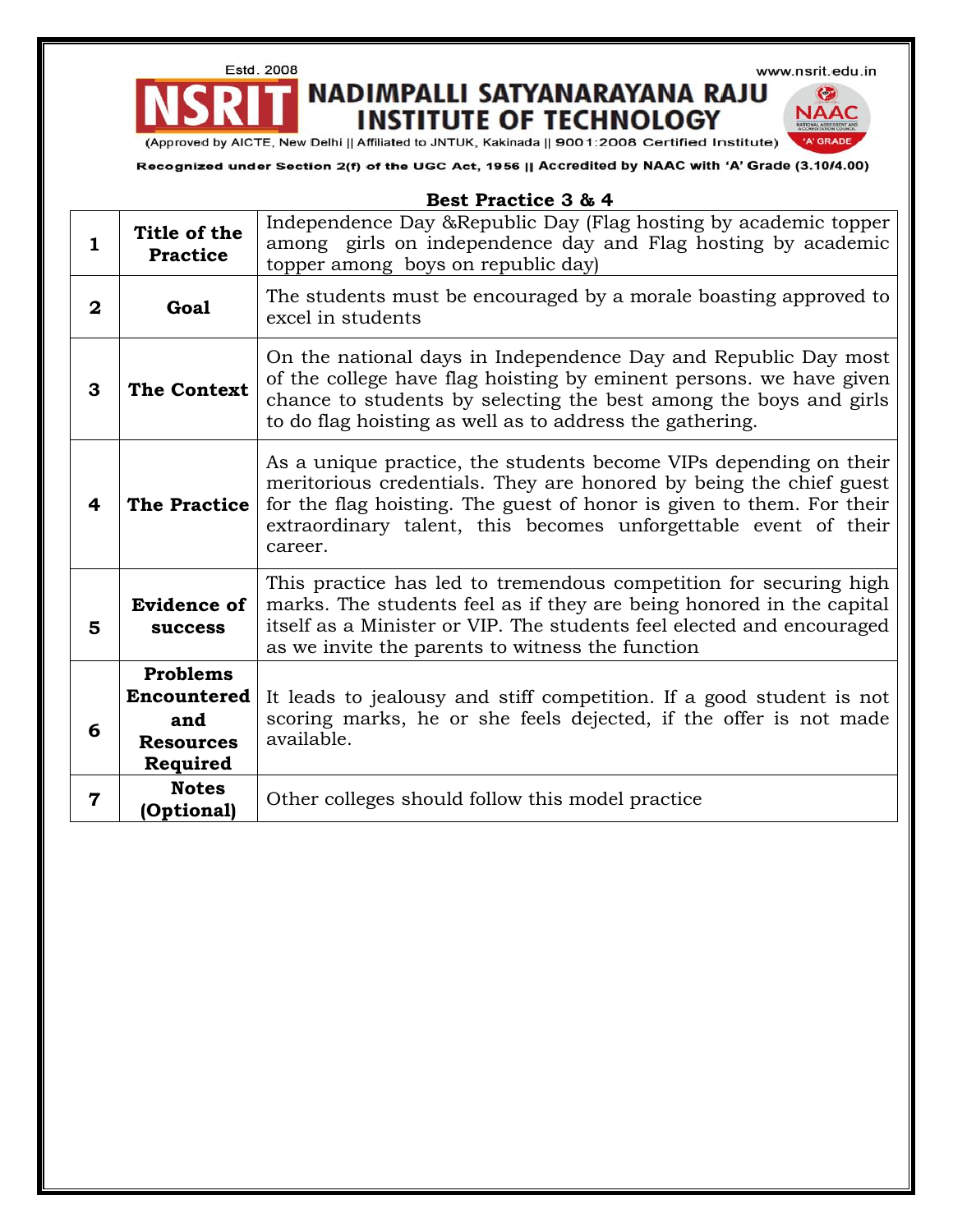**Best Practice 3 & 4**

| | | |
|---|---|---|
| **1** | **Title of the Practice** | Independence Day &Republic Day (Flag hosting by academic topper among girls on independence day and Flag hosting by academic topper among boys on republic day) |
| **2** | **Goal** | The students must be encouraged by a morale boasting approved to excel in students |
| **3** | **The Context** | On the national days in Independence Day and Republic Day most of the college have flag hoisting by eminent persons. we have given chance to students by selecting the best among the boys and girls to do flag hoisting as well as to address the gathering. |
| **4** | **The Practice** | As a unique practice, the students become VIPs depending on their meritorious credentials. They are honored by being the chief guest for the flag hoisting. The guest of honor is given to them. For their extraordinary talent, this becomes unforgettable event of their career. |
| **5** | **Evidence of success** | This practice has led to tremendous competition for securing high marks. The students feel as if they are being honored in the capital itself as a Minister or VIP. The students feel elected and encouraged as we invite the parents to witness the function |
| **6** | **Problems Encountered and Resources Required** | It leads to jealousy and stiff competition. If a good student is not scoring marks, he or she feels dejected, if the offer is not made available. |
| **7** | **Notes (Optional)** | Other colleges should follow this model practice |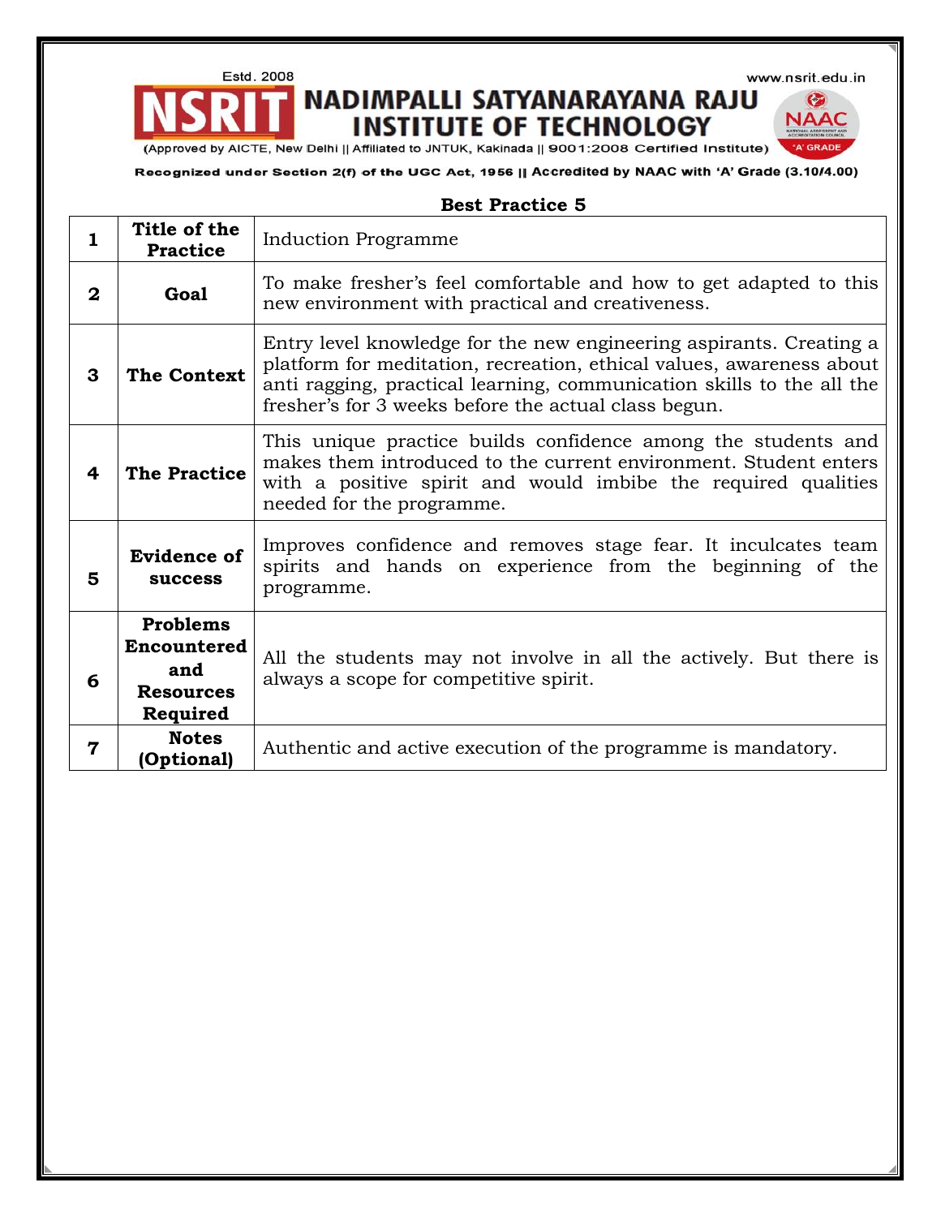## Best Practice 5

| 1 | Title of the Practice | Induction Programme |
|---|---|---|
| 2 | Goal | To make fresher's feel comfortable and how to get adapted to this new environment with practical and creativeness. |
| 3 | The Context | Entry level knowledge for the new engineering aspirants. Creating a platform for meditation, recreation, ethical values, awareness about anti ragging, practical learning, communication skills to the all the fresher's for 3 weeks before the actual class begun. |
| 4 | The Practice | This unique practice builds confidence among the students and makes them introduced to the current environment. Student enters with a positive spirit and would imbibe the required qualities needed for the programme. |
| 5 | Evidence of success | Improves confidence and removes stage fear. It inculcates team spirits and hands on experience from the beginning of the programme. |
| 6 | Problems Encountered and Resources Required | All the students may not involve in all the actively. But there is always a scope for competitive spirit. |
| 7 | Notes (Optional) | Authentic and active execution of the programme is mandatory. |